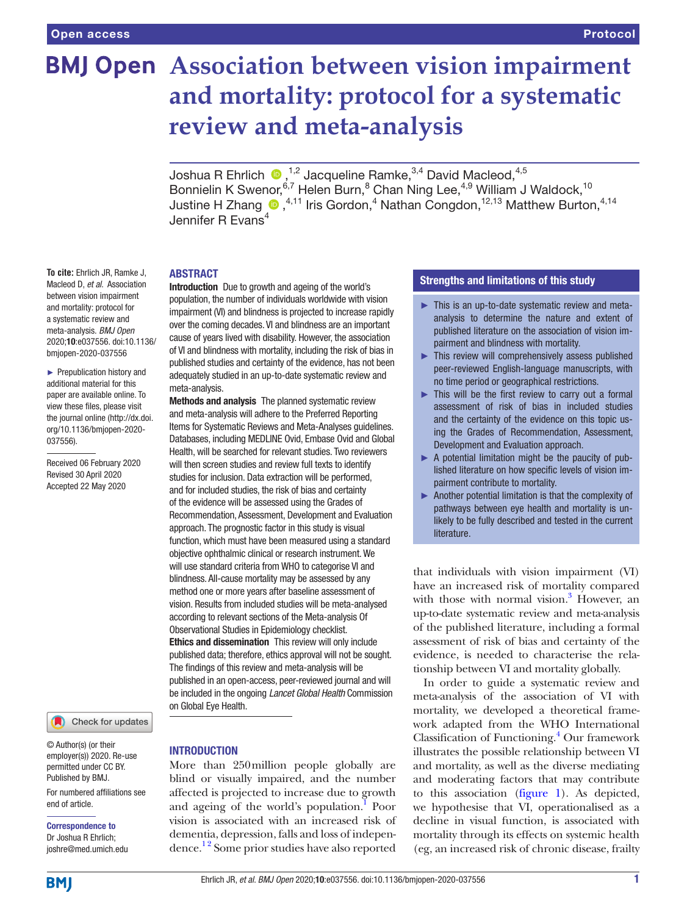# Association between vision impairment and mortality: protocol for a systematic review and meta-analysis

Joshua R Ehrlich ,[1,2] Jacqueline Ramke,[3,4] David Macleod,[4,5] Bonnielin K Swenor,[6,7] Helen Burn,[8] Chan Ning Lee,[4,9] William J Waldock,[10] Justine H Zhang ,[4,11] Iris Gordon,[4] Nathan Congdon,[12,13] Matthew Burton,[4,14] Jennifer R Evans[4]

**To cite:** Ehrlich JR, Ramke J, Macleod D, *et al*. Association between vision impairment and mortality: protocol for a systematic review and meta-analysis. *BMJ Open* 2020;**10**:e037556. doi:10.1136/bmjopen-2020-037556

► Prepublication history and additional material for this paper are available online. To view these files, please visit the journal online (http://dx.doi.org/10.1136/bmjopen-2020-037556).

Received 06 February 2020
Revised 30 April 2020
Accepted 22 May 2020

© Author(s) (or their employer(s)) 2020. Re-use permitted under CC BY. Published by BMJ.

For numbered affiliations see end of article.

**Correspondence to**
Dr Joshua R Ehrlich; joshre@med.umich.edu

## ABSTRACT

**Introduction** Due to growth and ageing of the world's population, the number of individuals worldwide with vision impairment (VI) and blindness is projected to increase rapidly over the coming decades. VI and blindness are an important cause of years lived with disability. However, the association of VI and blindness with mortality, including the risk of bias in published studies and certainty of the evidence, has not been adequately studied in an up-to-date systematic review and meta-analysis.

**Methods and analysis** The planned systematic review and meta-analysis will adhere to the Preferred Reporting Items for Systematic Reviews and Meta-Analyses guidelines. Databases, including MEDLINE Ovid, Embase Ovid and Global Health, will be searched for relevant studies. Two reviewers will then screen studies and review full texts to identify studies for inclusion. Data extraction will be performed, and for included studies, the risk of bias and certainty of the evidence will be assessed using the Grades of Recommendation, Assessment, Development and Evaluation approach. The prognostic factor in this study is visual function, which must have been measured using a standard objective ophthalmic clinical or research instrument. We will use standard criteria from WHO to categorise VI and blindness. All-cause mortality may be assessed by any method one or more years after baseline assessment of vision. Results from included studies will be meta-analysed according to relevant sections of the Meta-analysis Of Observational Studies in Epidemiology checklist.

**Ethics and dissemination** This review will only include published data; therefore, ethics approval will not be sought. The findings of this review and meta-analysis will be published in an open-access, peer-reviewed journal and will be included in the ongoing *Lancet Global Health* Commission on Global Eye Health.

## Strengths and limitations of this study

- ► This is an up-to-date systematic review and meta-analysis to determine the nature and extent of published literature on the association of vision impairment and blindness with mortality.
- ► This review will comprehensively assess published peer-reviewed English-language manuscripts, with no time period or geographical restrictions.
- ► This will be the first review to carry out a formal assessment of risk of bias in included studies and the certainty of the evidence on this topic using the Grades of Recommendation, Assessment, Development and Evaluation approach.
- ► A potential limitation might be the paucity of published literature on how specific levels of vision impairment contribute to mortality.
- ► Another potential limitation is that the complexity of pathways between eye health and mortality is unlikely to be fully described and tested in the current literature.

## INTRODUCTION

More than 250 million people globally are blind or visually impaired, and the number affected is projected to increase due to growth and ageing of the world's population.[1] Poor vision is associated with an increased risk of dementia, depression, falls and loss of independence.[1,2] Some prior studies have also reported that individuals with vision impairment (VI) have an increased risk of mortality compared with those with normal vision.[3] However, an up-to-date systematic review and meta-analysis of the published literature, including a formal assessment of risk of bias and certainty of the evidence, is needed to characterise the relationship between VI and mortality globally.

In order to guide a systematic review and meta-analysis of the association of VI with mortality, we developed a theoretical framework adapted from the WHO International Classification of Functioning.[4] Our framework illustrates the possible relationship between VI and mortality, as well as the diverse mediating and moderating factors that may contribute to this association (figure 1). As depicted, we hypothesise that VI, operationalised as a decline in visual function, is associated with mortality through its effects on systemic health (eg, an increased risk of chronic disease, frailty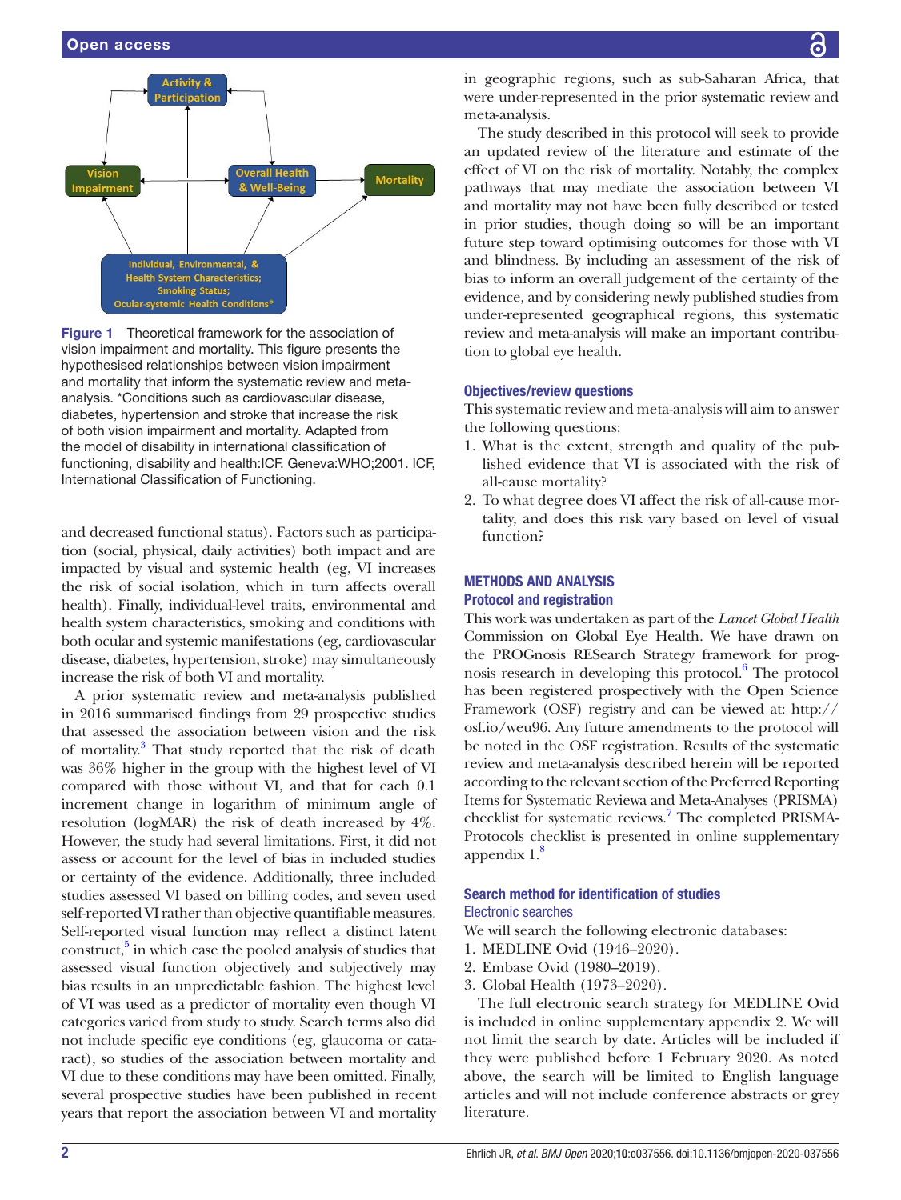Figure 1 Theoretical framework for the association of vision impairment and mortality. This figure presents the hypothesised relationships between vision impairment and mortality that inform the systematic review and meta-analysis. *Conditions such as cardiovascular disease, diabetes, hypertension and stroke that increase the risk of both vision impairment and mortality. Adapted from the model of disability in international classification of functioning, disability and health:ICF. Geneva:WHO;2001. ICF, International Classification of Functioning.

and decreased functional status). Factors such as participation (social, physical, daily activities) both impact and are impacted by visual and systemic health (eg, VI increases the risk of social isolation, which in turn affects overall health). Finally, individual-level traits, environmental and health system characteristics, smoking and conditions with both ocular and systemic manifestations (eg, cardiovascular disease, diabetes, hypertension, stroke) may simultaneously increase the risk of both VI and mortality.

A prior systematic review and meta-analysis published in 2016 summarised findings from 29 prospective studies that assessed the association between vision and the risk of mortality.[3] That study reported that the risk of death was 36% higher in the group with the highest level of VI compared with those without VI, and that for each 0.1 increment change in logarithm of minimum angle of resolution (logMAR) the risk of death increased by 4%. However, the study had several limitations. First, it did not assess or account for the level of bias in included studies or certainty of the evidence. Additionally, three included studies assessed VI based on billing codes, and seven used self-reported VI rather than objective quantifiable measures. Self-reported visual function may reflect a distinct latent construct,[5] in which case the pooled analysis of studies that assessed visual function objectively and subjectively may bias results in an unpredictable fashion. The highest level of VI was used as a predictor of mortality even though VI categories varied from study to study. Search terms also did not include specific eye conditions (eg, glaucoma or cataract), so studies of the association between mortality and VI due to these conditions may have been omitted. Finally, several prospective studies have been published in recent years that report the association between VI and mortality in geographic regions, such as sub-Saharan Africa, that were under-represented in the prior systematic review and meta-analysis.

The study described in this protocol will seek to provide an updated review of the literature and estimate of the effect of VI on the risk of mortality. Notably, the complex pathways that may mediate the association between VI and mortality may not have been fully described or tested in prior studies, though doing so will be an important future step toward optimising outcomes for those with VI and blindness. By including an assessment of the risk of bias to inform an overall judgement of the certainty of the evidence, and by considering newly published studies from under-represented geographical regions, this systematic review and meta-analysis will make an important contribution to global eye health.

### Objectives/review questions

This systematic review and meta-analysis will aim to answer the following questions:

1. What is the extent, strength and quality of the published evidence that VI is associated with the risk of all-cause mortality?
2. To what degree does VI affect the risk of all-cause mortality, and does this risk vary based on level of visual function?

## METHODS AND ANALYSIS

### Protocol and registration

This work was undertaken as part of the *Lancet Global Health* Commission on Global Eye Health. We have drawn on the PROGnosis RESearch Strategy framework for prognosis research in developing this protocol.[6] The protocol has been registered prospectively with the Open Science Framework (OSF) registry and can be viewed at: http://osf.io/weu96. Any future amendments to the protocol will be noted in the OSF registration. Results of the systematic review and meta-analysis described herein will be reported according to the relevant section of the Preferred Reporting Items for Systematic Reviewa and Meta-Analyses (PRISMA) checklist for systematic reviews.[7] The completed PRISMA-Protocols checklist is presented in online supplementary appendix 1.[8]

### Search method for identification of studies

#### Electronic searches

We will search the following electronic databases:

1. MEDLINE Ovid (1946–2020).
2. Embase Ovid (1980–2019).
3. Global Health (1973–2020).

The full electronic search strategy for MEDLINE Ovid is included in online supplementary appendix 2. We will not limit the search by date. Articles will be included if they were published before 1 February 2020. As noted above, the search will be limited to English language articles and will not include conference abstracts or grey literature.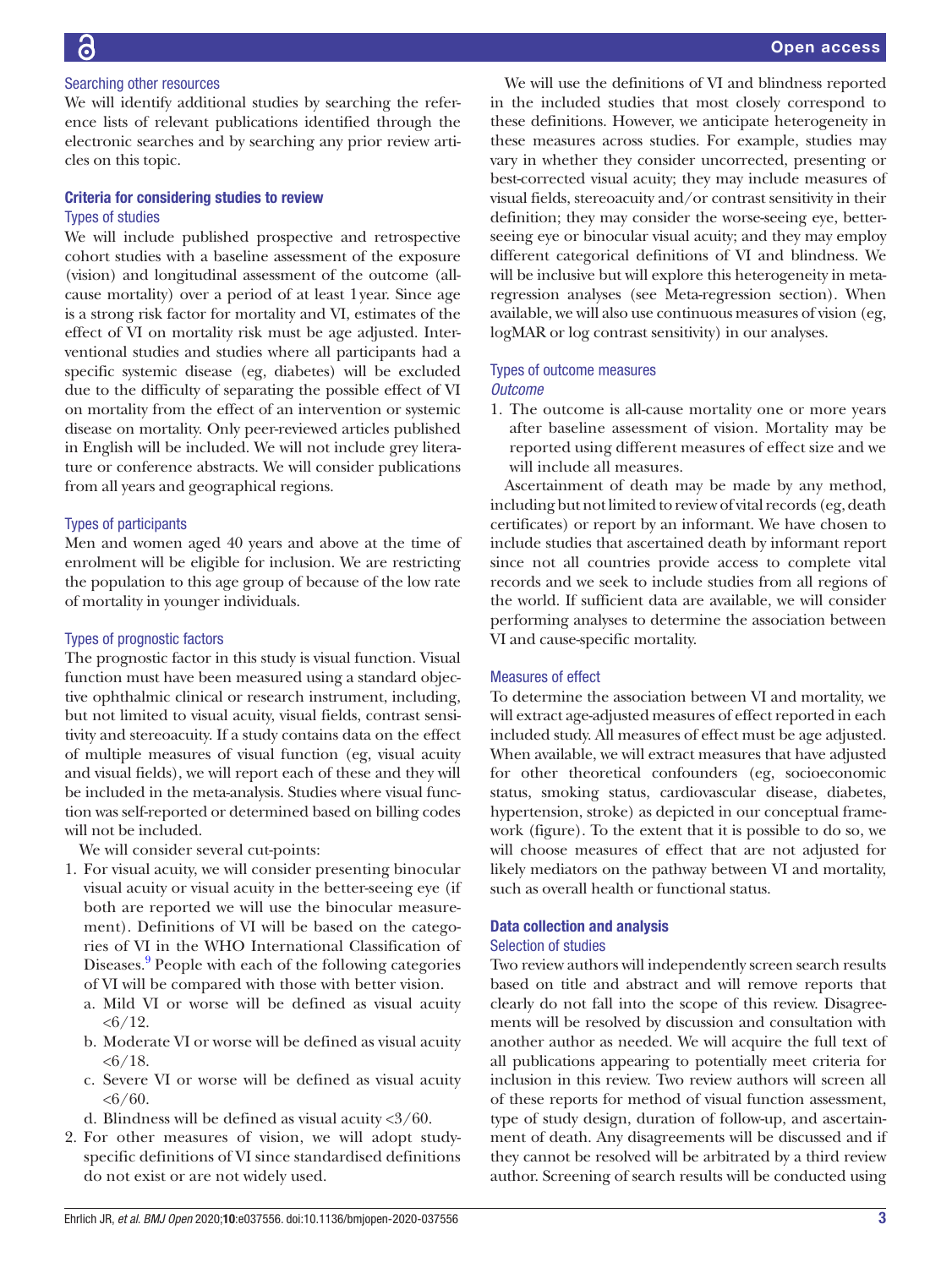### Searching other resources

We will identify additional studies by searching the reference lists of relevant publications identified through the electronic searches and by searching any prior review articles on this topic.

## Criteria for considering studies to review

### Types of studies

We will include published prospective and retrospective cohort studies with a baseline assessment of the exposure (vision) and longitudinal assessment of the outcome (all-cause mortality) over a period of at least 1 year. Since age is a strong risk factor for mortality and VI, estimates of the effect of VI on mortality risk must be age adjusted. Interventional studies and studies where all participants had a specific systemic disease (eg, diabetes) will be excluded due to the difficulty of separating the possible effect of VI on mortality from the effect of an intervention or systemic disease on mortality. Only peer-reviewed articles published in English will be included. We will not include grey literature or conference abstracts. We will consider publications from all years and geographical regions.

### Types of participants

Men and women aged 40 years and above at the time of enrolment will be eligible for inclusion. We are restricting the population to this age group of because of the low rate of mortality in younger individuals.

### Types of prognostic factors

The prognostic factor in this study is visual function. Visual function must have been measured using a standard objective ophthalmic clinical or research instrument, including, but not limited to visual acuity, visual fields, contrast sensitivity and stereoacuity. If a study contains data on the effect of multiple measures of visual function (eg, visual acuity and visual fields), we will report each of these and they will be included in the meta-analysis. Studies where visual function was self-reported or determined based on billing codes will not be included.

We will consider several cut-points:

1. For visual acuity, we will consider presenting binocular visual acuity or visual acuity in the better-seeing eye (if both are reported we will use the binocular measurement). Definitions of VI will be based on the categories of VI in the WHO International Classification of Diseases.[9] People with each of the following categories of VI will be compared with those with better vision.
   a. Mild VI or worse will be defined as visual acuity <6/12.
   b. Moderate VI or worse will be defined as visual acuity <6/18.
   c. Severe VI or worse will be defined as visual acuity <6/60.
   d. Blindness will be defined as visual acuity <3/60.
2. For other measures of vision, we will adopt study-specific definitions of VI since standardised definitions do not exist or are not widely used.

We will use the definitions of VI and blindness reported in the included studies that most closely correspond to these definitions. However, we anticipate heterogeneity in these measures across studies. For example, studies may vary in whether they consider uncorrected, presenting or best-corrected visual acuity; they may include measures of visual fields, stereoacuity and/or contrast sensitivity in their definition; they may consider the worse-seeing eye, better-seeing eye or binocular visual acuity; and they may employ different categorical definitions of VI and blindness. We will be inclusive but will explore this heterogeneity in meta-regression analyses (see Meta-regression section). When available, we will also use continuous measures of vision (eg, logMAR or log contrast sensitivity) in our analyses.

### Types of outcome measures

*Outcome*

1. The outcome is all-cause mortality one or more years after baseline assessment of vision. Mortality may be reported using different measures of effect size and we will include all measures.

Ascertainment of death may be made by any method, including but not limited to review of vital records (eg, death certificates) or report by an informant. We have chosen to include studies that ascertained death by informant report since not all countries provide access to complete vital records and we seek to include studies from all regions of the world. If sufficient data are available, we will consider performing analyses to determine the association between VI and cause-specific mortality.

### Measures of effect

To determine the association between VI and mortality, we will extract age-adjusted measures of effect reported in each included study. All measures of effect must be age adjusted. When available, we will extract measures that have adjusted for other theoretical confounders (eg, socioeconomic status, smoking status, cardiovascular disease, diabetes, hypertension, stroke) as depicted in our conceptual framework (figure). To the extent that it is possible to do so, we will choose measures of effect that are not adjusted for likely mediators on the pathway between VI and mortality, such as overall health or functional status.

## Data collection and analysis

### Selection of studies

Two review authors will independently screen search results based on title and abstract and will remove reports that clearly do not fall into the scope of this review. Disagreements will be resolved by discussion and consultation with another author as needed. We will acquire the full text of all publications appearing to potentially meet criteria for inclusion in this review. Two review authors will screen all of these reports for method of visual function assessment, type of study design, duration of follow-up, and ascertainment of death. Any disagreements will be discussed and if they cannot be resolved will be arbitrated by a third review author. Screening of search results will be conducted using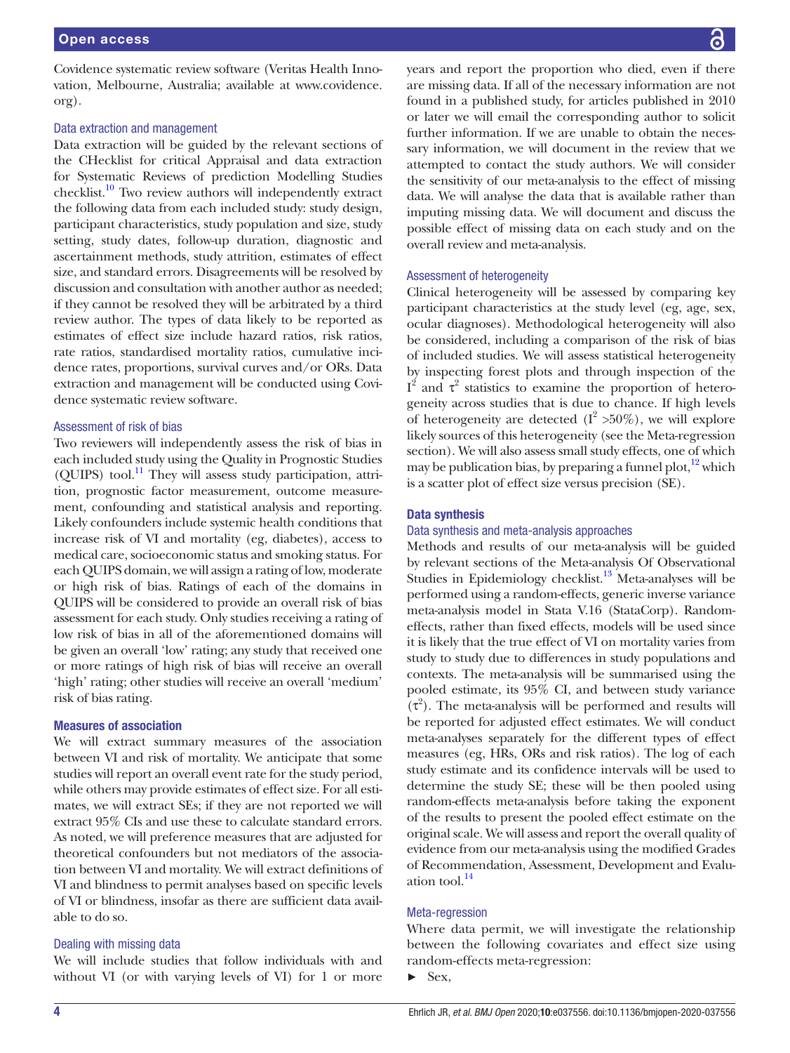Covidence systematic review software (Veritas Health Innovation, Melbourne, Australia; available at www.covidence.org).

### Data extraction and management

Data extraction will be guided by the relevant sections of the CHecklist for critical Appraisal and data extraction for Systematic Reviews of prediction Modelling Studies checklist.[10] Two review authors will independently extract the following data from each included study: study design, participant characteristics, study population and size, study setting, study dates, follow-up duration, diagnostic and ascertainment methods, study attrition, estimates of effect size, and standard errors. Disagreements will be resolved by discussion and consultation with another author as needed; if they cannot be resolved they will be arbitrated by a third review author. The types of data likely to be reported as estimates of effect size include hazard ratios, risk ratios, rate ratios, standardised mortality ratios, cumulative incidence rates, proportions, survival curves and/or ORs. Data extraction and management will be conducted using Covidence systematic review software.

### Assessment of risk of bias

Two reviewers will independently assess the risk of bias in each included study using the Quality in Prognostic Studies (QUIPS) tool.[11] They will assess study participation, attrition, prognostic factor measurement, outcome measurement, confounding and statistical analysis and reporting. Likely confounders include systemic health conditions that increase risk of VI and mortality (eg, diabetes), access to medical care, socioeconomic status and smoking status. For each QUIPS domain, we will assign a rating of low, moderate or high risk of bias. Ratings of each of the domains in QUIPS will be considered to provide an overall risk of bias assessment for each study. Only studies receiving a rating of low risk of bias in all of the aforementioned domains will be given an overall 'low' rating; any study that received one or more ratings of high risk of bias will receive an overall 'high' rating; other studies will receive an overall 'medium' risk of bias rating.

## Measures of association

We will extract summary measures of the association between VI and risk of mortality. We anticipate that some studies will report an overall event rate for the study period, while others may provide estimates of effect size. For all estimates, we will extract SEs; if they are not reported we will extract 95% CIs and use these to calculate standard errors. As noted, we will preference measures that are adjusted for theoretical confounders but not mediators of the association between VI and mortality. We will extract definitions of VI and blindness to permit analyses based on specific levels of VI or blindness, insofar as there are sufficient data available to do so.

### Dealing with missing data

We will include studies that follow individuals with and without VI (or with varying levels of VI) for 1 or more years and report the proportion who died, even if there are missing data. If all of the necessary information are not found in a published study, for articles published in 2010 or later we will email the corresponding author to solicit further information. If we are unable to obtain the necessary information, we will document in the review that we attempted to contact the study authors. We will consider the sensitivity of our meta-analysis to the effect of missing data. We will analyse the data that is available rather than imputing missing data. We will document and discuss the possible effect of missing data on each study and on the overall review and meta-analysis.

### Assessment of heterogeneity

Clinical heterogeneity will be assessed by comparing key participant characteristics at the study level (eg, age, sex, ocular diagnoses). Methodological heterogeneity will also be considered, including a comparison of the risk of bias of included studies. We will assess statistical heterogeneity by inspecting forest plots and through inspection of the $I^2$ and $\tau^2$ statistics to examine the proportion of heterogeneity across studies that is due to chance. If high levels of heterogeneity are detected ($I^2$ >50%), we will explore likely sources of this heterogeneity (see the Meta-regression section). We will also assess small study effects, one of which may be publication bias, by preparing a funnel plot,[12] which is a scatter plot of effect size versus precision (SE).

## Data synthesis

### Data synthesis and meta-analysis approaches

Methods and results of our meta-analysis will be guided by relevant sections of the Meta-analysis Of Observational Studies in Epidemiology checklist.[13] Meta-analyses will be performed using a random-effects, generic inverse variance meta-analysis model in Stata V.16 (StataCorp). Random-effects, rather than fixed effects, models will be used since it is likely that the true effect of VI on mortality varies from study to study due to differences in study populations and contexts. The meta-analysis will be summarised using the pooled estimate, its 95% CI, and between study variance ($\tau^2$). The meta-analysis will be performed and results will be reported for adjusted effect estimates. We will conduct meta-analyses separately for the different types of effect measures (eg, HRs, ORs and risk ratios). The log of each study estimate and its confidence intervals will be used to determine the study SE; these will be then pooled using random-effects meta-analysis before taking the exponent of the results to present the pooled effect estimate on the original scale. We will assess and report the overall quality of evidence from our meta-analysis using the modified Grades of Recommendation, Assessment, Development and Evaluation tool.[14]

### Meta-regression

Where data permit, we will investigate the relationship between the following covariates and effect size using random-effects meta-regression:

- Sex,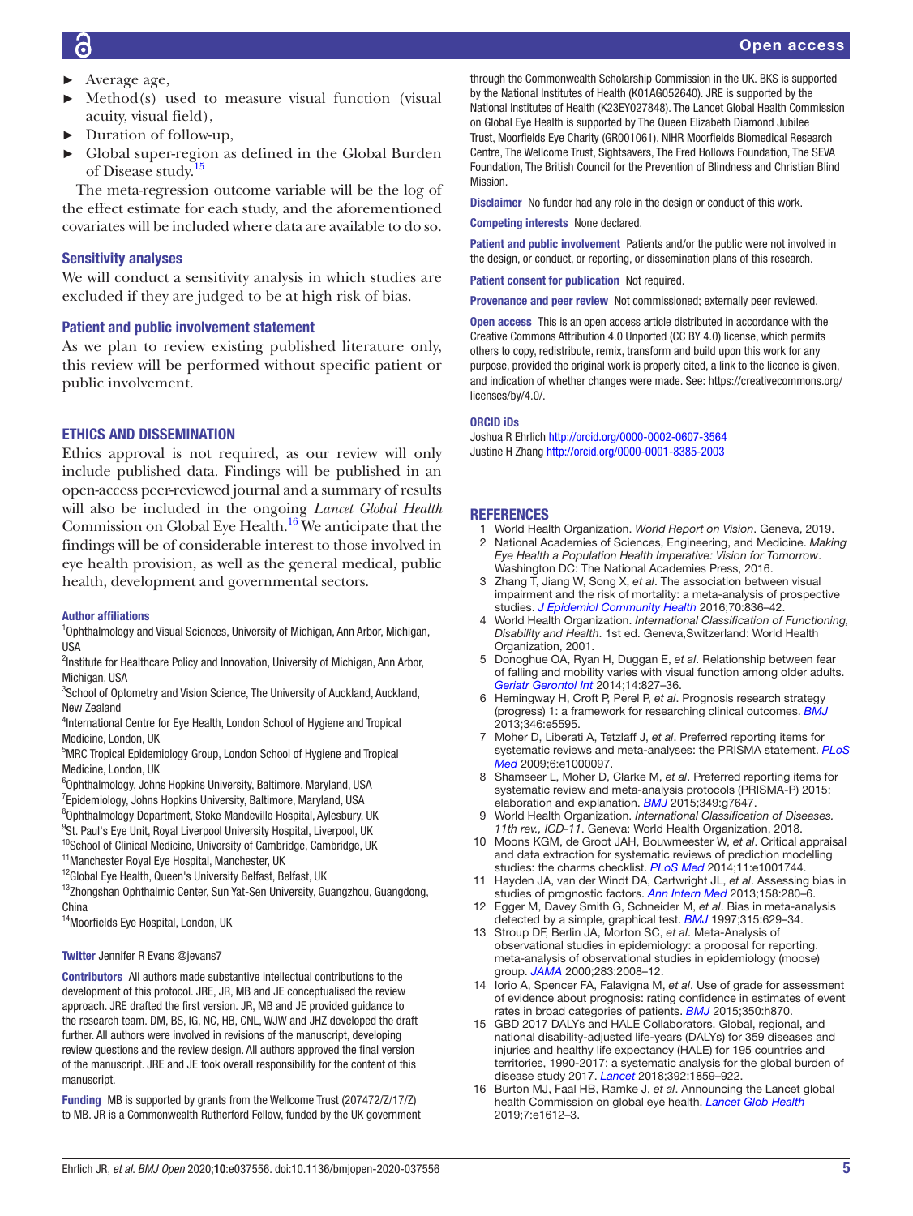- Average age,
- Method(s) used to measure visual function (visual acuity, visual field),
- Duration of follow-up,
- Global super-region as defined in the Global Burden of Disease study.[15]

The meta-regression outcome variable will be the log of the effect estimate for each study, and the aforementioned covariates will be included where data are available to do so.

### Sensitivity analyses

We will conduct a sensitivity analysis in which studies are excluded if they are judged to be at high risk of bias.

### Patient and public involvement statement

As we plan to review existing published literature only, this review will be performed without specific patient or public involvement.

## ETHICS AND DISSEMINATION

Ethics approval is not required, as our review will only include published data. Findings will be published in an open-access peer-reviewed journal and a summary of results will also be included in the ongoing *Lancet Global Health* Commission on Global Eye Health.[16] We anticipate that the findings will be of considerable interest to those involved in eye health provision, as well as the general medical, public health, development and governmental sectors.

**Author affiliations**

[1]Ophthalmology and Visual Sciences, University of Michigan, Ann Arbor, Michigan, USA
[2]Institute for Healthcare Policy and Innovation, University of Michigan, Ann Arbor, Michigan, USA
[3]School of Optometry and Vision Science, The University of Auckland, Auckland, New Zealand
[4]International Centre for Eye Health, London School of Hygiene and Tropical Medicine, London, UK
[5]MRC Tropical Epidemiology Group, London School of Hygiene and Tropical Medicine, London, UK
[6]Ophthalmology, Johns Hopkins University, Baltimore, Maryland, USA
[7]Epidemiology, Johns Hopkins University, Baltimore, Maryland, USA
[8]Ophthalmology Department, Stoke Mandeville Hospital, Aylesbury, UK
[9]St. Paul's Eye Unit, Royal Liverpool University Hospital, Liverpool, UK
[10]School of Clinical Medicine, University of Cambridge, Cambridge, UK
[11]Manchester Royal Eye Hospital, Manchester, UK
[12]Global Eye Health, Queen's University Belfast, Belfast, UK
[13]Zhongshan Ophthalmic Center, Sun Yat-Sen University, Guangzhou, Guangdong, China
[14]Moorfields Eye Hospital, London, UK

**Twitter** Jennifer R Evans @jevans7

**Contributors** All authors made substantive intellectual contributions to the development of this protocol. JRE, JR, MB and JE conceptualised the review approach. JRE drafted the first version. JR, MB and JE provided guidance to the research team. DM, BS, IG, NC, HB, CNL, WJW and JHZ developed the draft further. All authors were involved in revisions of the manuscript, developing review questions and the review design. All authors approved the final version of the manuscript. JRE and JE took overall responsibility for the content of this manuscript.

**Funding** MB is supported by grants from the Wellcome Trust (207472/Z/17/Z) to MB. JR is a Commonwealth Rutherford Fellow, funded by the UK government through the Commonwealth Scholarship Commission in the UK. BKS is supported by the National Institutes of Health (K01AG052640). JRE is supported by the National Institutes of Health (K23EY027848). The Lancet Global Health Commission on Global Eye Health is supported by The Queen Elizabeth Diamond Jubilee Trust, Moorfields Eye Charity (GR001061), NIHR Moorfields Biomedical Research Centre, The Wellcome Trust, Sightsavers, The Fred Hollows Foundation, The SEVA Foundation, The British Council for the Prevention of Blindness and Christian Blind Mission.

**Disclaimer** No funder had any role in the design or conduct of this work.

**Competing interests** None declared.

**Patient and public involvement** Patients and/or the public were not involved in the design, or conduct, or reporting, or dissemination plans of this research.

**Patient consent for publication** Not required.

**Provenance and peer review** Not commissioned; externally peer reviewed.

**Open access** This is an open access article distributed in accordance with the Creative Commons Attribution 4.0 Unported (CC BY 4.0) license, which permits others to copy, redistribute, remix, transform and build upon this work for any purpose, provided the original work is properly cited, a link to the licence is given, and indication of whether changes were made. See: https://creativecommons.org/licenses/by/4.0/.

**ORCID iDs**

Joshua R Ehrlich http://orcid.org/0000-0002-0607-3564
Justine H Zhang http://orcid.org/0000-0001-8385-2003

## REFERENCES

1. World Health Organization. *World Report on Vision*. Geneva, 2019.
2. National Academies of Sciences, Engineering, and Medicine. *Making Eye Health a Population Health Imperative: Vision for Tomorrow*. Washington DC: The National Academies Press, 2016.
3. Zhang T, Jiang W, Song X, *et al*. The association between visual impairment and the risk of mortality: a meta-analysis of prospective studies. *J Epidemiol Community Health* 2016;70:836–42.
4. World Health Organization. *International Classification of Functioning, Disability and Health*. 1st ed. Geneva,Switzerland: World Health Organization, 2001.
5. Donoghue OA, Ryan H, Duggan E, *et al*. Relationship between fear of falling and mobility varies with visual function among older adults. *Geriatr Gerontol Int* 2014;14:827–36.
6. Hemingway H, Croft P, Perel P, *et al*. Prognosis research strategy (progress) 1: a framework for researching clinical outcomes. *BMJ* 2013;346:e5595.
7. Moher D, Liberati A, Tetzlaff J, *et al*. Preferred reporting items for systematic reviews and meta-analyses: the PRISMA statement. *PLoS Med* 2009;6:e1000097.
8. Shamseer L, Moher D, Clarke M, *et al*. Preferred reporting items for systematic review and meta-analysis protocols (PRISMA-P) 2015: elaboration and explanation. *BMJ* 2015;349:g7647.
9. World Health Organization. *International Classification of Diseases. 11th rev., ICD-11*. Geneva: World Health Organization, 2018.
10. Moons KGM, de Groot JAH, Bouwmeester W, *et al*. Critical appraisal and data extraction for systematic reviews of prediction modelling studies: the charms checklist. *PLoS Med* 2014;11:e1001744.
11. Hayden JA, van der Windt DA, Cartwright JL, *et al*. Assessing bias in studies of prognostic factors. *Ann Intern Med* 2013;158:280–6.
12. Egger M, Davey Smith G, Schneider M, *et al*. Bias in meta-analysis detected by a simple, graphical test. *BMJ* 1997;315:629–34.
13. Stroup DF, Berlin JA, Morton SC, *et al*. Meta-Analysis of observational studies in epidemiology: a proposal for reporting. meta-analysis of observational studies in epidemiology (moose) group. *JAMA* 2000;283:2008–12.
14. Iorio A, Spencer FA, Falavigna M, *et al*. Use of grade for assessment of evidence about prognosis: rating confidence in estimates of event rates in broad categories of patients. *BMJ* 2015;350:h870.
15. GBD 2017 DALYs and HALE Collaborators. Global, regional, and national disability-adjusted life-years (DALYs) for 359 diseases and injuries and healthy life expectancy (HALE) for 195 countries and territories, 1990-2017: a systematic analysis for the global burden of disease study 2017. *Lancet* 2018;392:1859–922.
16. Burton MJ, Faal HB, Ramke J, *et al*. Announcing the Lancet global health Commission on global eye health. *Lancet Glob Health* 2019;7:e1612–3.